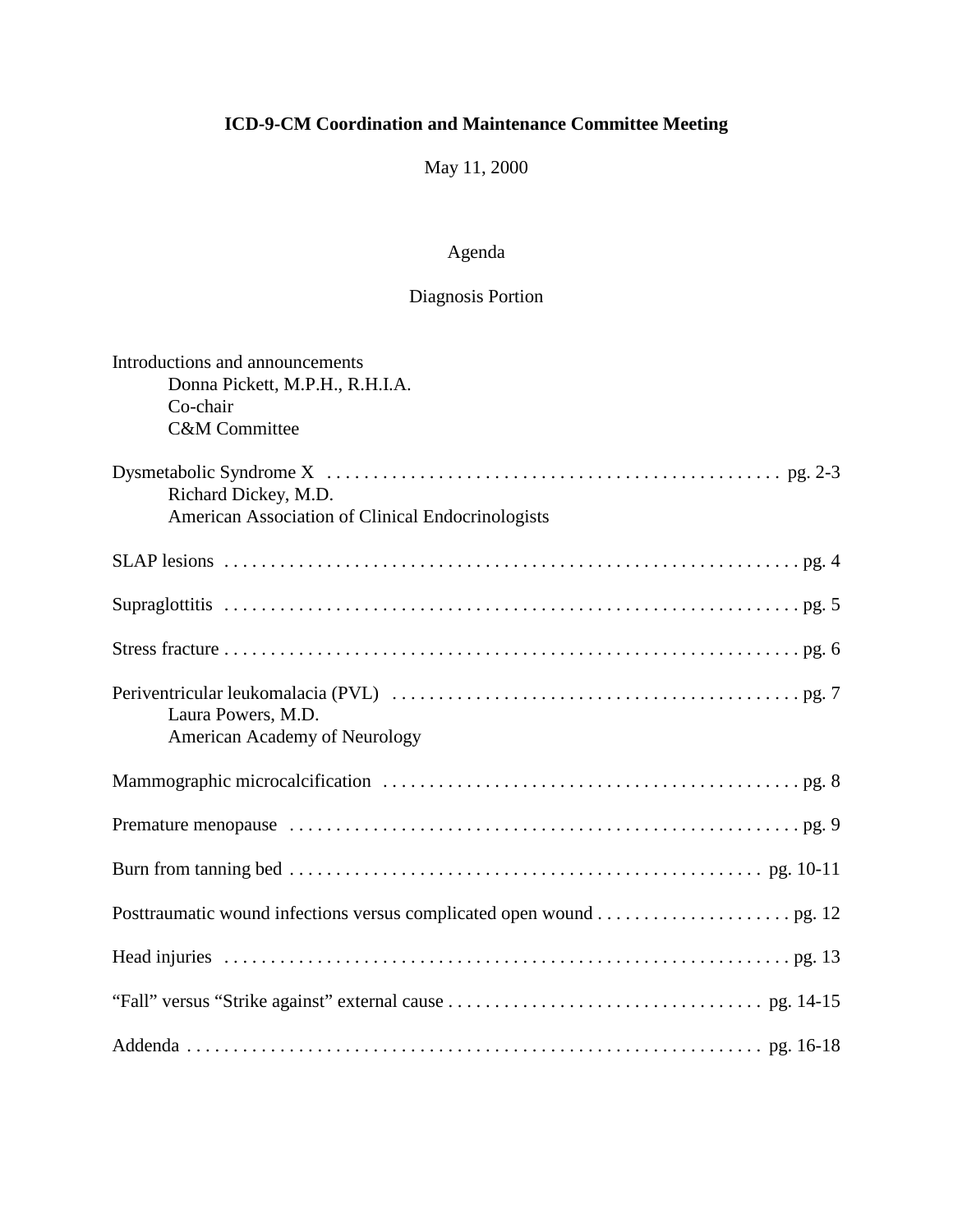**ICD-9-CM Coordination and Maintenance Committee Meeting**

May 11, 2000

Agenda

Diagnosis Portion

Introductions and announcements
Donna Pickett, M.P.H., R.H.I.A.
Co-chair
C&M Committee

Dysmetabolic Syndrome X . . . . . . . . . . . . . . . . . . . . . . . . . . . . . . . . . . . . . . . . . . . . . . . . pg. 2-3
Richard Dickey, M.D.
American Association of Clinical Endocrinologists

SLAP lesions . . . . . . . . . . . . . . . . . . . . . . . . . . . . . . . . . . . . . . . . . . . . . . . . . . . . . . . . . . . . pg. 4

Supraglottitis . . . . . . . . . . . . . . . . . . . . . . . . . . . . . . . . . . . . . . . . . . . . . . . . . . . . . . . . . . . . pg. 5

Stress fracture . . . . . . . . . . . . . . . . . . . . . . . . . . . . . . . . . . . . . . . . . . . . . . . . . . . . . . . . . . . pg. 6

Periventricular leukomalacia (PVL) . . . . . . . . . . . . . . . . . . . . . . . . . . . . . . . . . . . . . . . . . . . pg. 7
Laura Powers, M.D.
American Academy of Neurology

Mammographic microcalcification . . . . . . . . . . . . . . . . . . . . . . . . . . . . . . . . . . . . . . . . . . . pg. 8

Premature menopause . . . . . . . . . . . . . . . . . . . . . . . . . . . . . . . . . . . . . . . . . . . . . . . . . . . . . pg. 9

Burn from tanning bed . . . . . . . . . . . . . . . . . . . . . . . . . . . . . . . . . . . . . . . . . . . . . . . . . . pg. 10-11

Posttraumatic wound infections versus complicated open wound . . . . . . . . . . . . . . . . . . . . . pg. 12

Head injuries . . . . . . . . . . . . . . . . . . . . . . . . . . . . . . . . . . . . . . . . . . . . . . . . . . . . . . . . . . . pg. 13

"Fall" versus "Strike against" external cause . . . . . . . . . . . . . . . . . . . . . . . . . . . . . . . . . . pg. 14-15

Addenda . . . . . . . . . . . . . . . . . . . . . . . . . . . . . . . . . . . . . . . . . . . . . . . . . . . . . . . . . . . . . pg. 16-18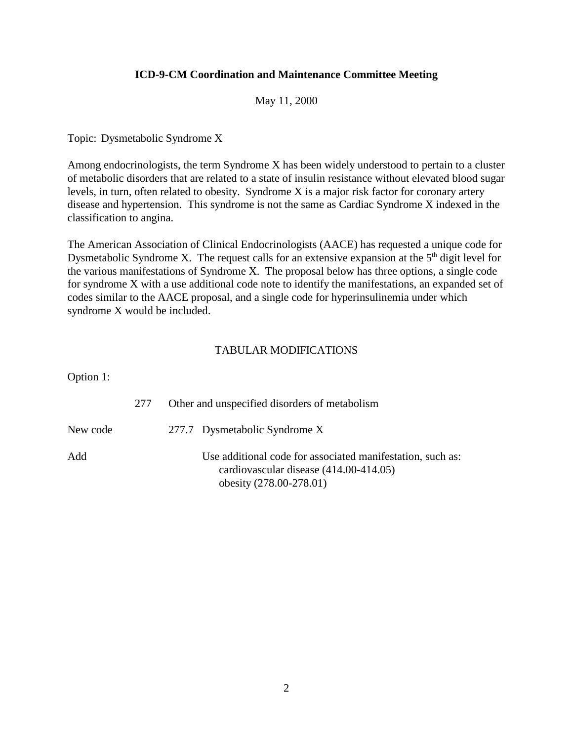**ICD-9-CM Coordination and Maintenance Committee Meeting**

May 11, 2000

Topic: Dysmetabolic Syndrome X

Among endocrinologists, the term Syndrome X has been widely understood to pertain to a cluster of metabolic disorders that are related to a state of insulin resistance without elevated blood sugar levels, in turn, often related to obesity. Syndrome X is a major risk factor for coronary artery disease and hypertension. This syndrome is not the same as Cardiac Syndrome X indexed in the classification to angina.

The American Association of Clinical Endocrinologists (AACE) has requested a unique code for Dysmetabolic Syndrome X. The request calls for an extensive expansion at the 5th digit level for the various manifestations of Syndrome X. The proposal below has three options, a single code for syndrome X with a use additional code note to identify the manifestations, an expanded set of codes similar to the AACE proposal, and a single code for hyperinsulinemia under which syndrome X would be included.

TABULAR MODIFICATIONS

Option 1:

| | | |
|---|---|---|
| | 277 | Other and unspecified disorders of metabolism |
| New code | | 277.7 Dysmetabolic Syndrome X |
| Add | | Use additional code for associated manifestation, such as:<br>cardiovascular disease (414.00-414.05)<br>obesity (278.00-278.01) |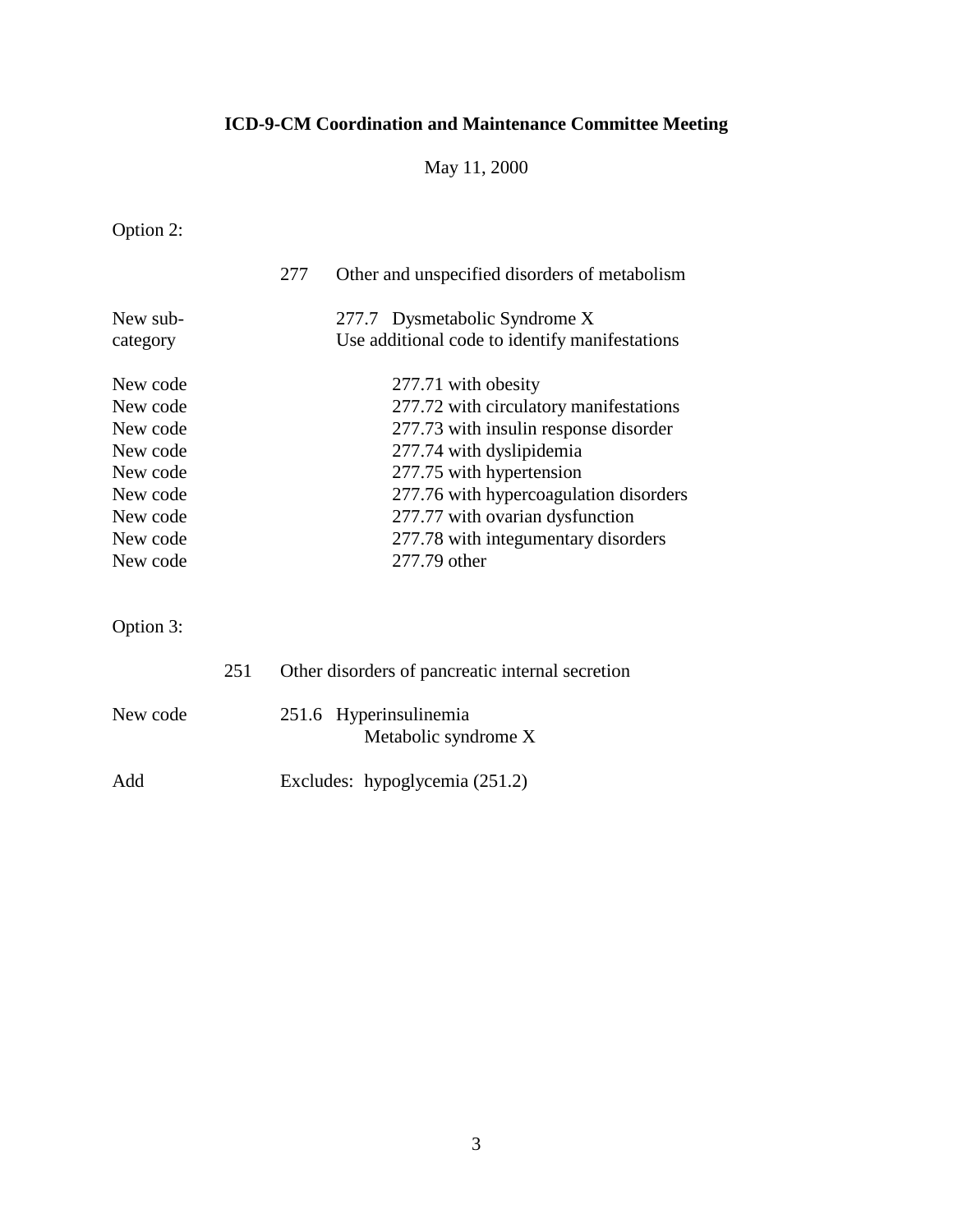**ICD-9-CM Coordination and Maintenance Committee Meeting**

May 11, 2000

Option 2:

| | |
|---|---|
| | 277 Other and unspecified disorders of metabolism |
| New sub-category | 277.7 Dysmetabolic Syndrome X<br>Use additional code to identify manifestations |
| New code | 277.71 with obesity |
| New code | 277.72 with circulatory manifestations |
| New code | 277.73 with insulin response disorder |
| New code | 277.74 with dyslipidemia |
| New code | 277.75 with hypertension |
| New code | 277.76 with hypercoagulation disorders |
| New code | 277.77 with ovarian dysfunction |
| New code | 277.78 with integumentary disorders |
| New code | 277.79 other |

Option 3:

| | |
|---|---|
| | 251 Other disorders of pancreatic internal secretion |
| New code | 251.6 Hyperinsulinemia<br>Metabolic syndrome X |
| Add | Excludes: hypoglycemia (251.2) |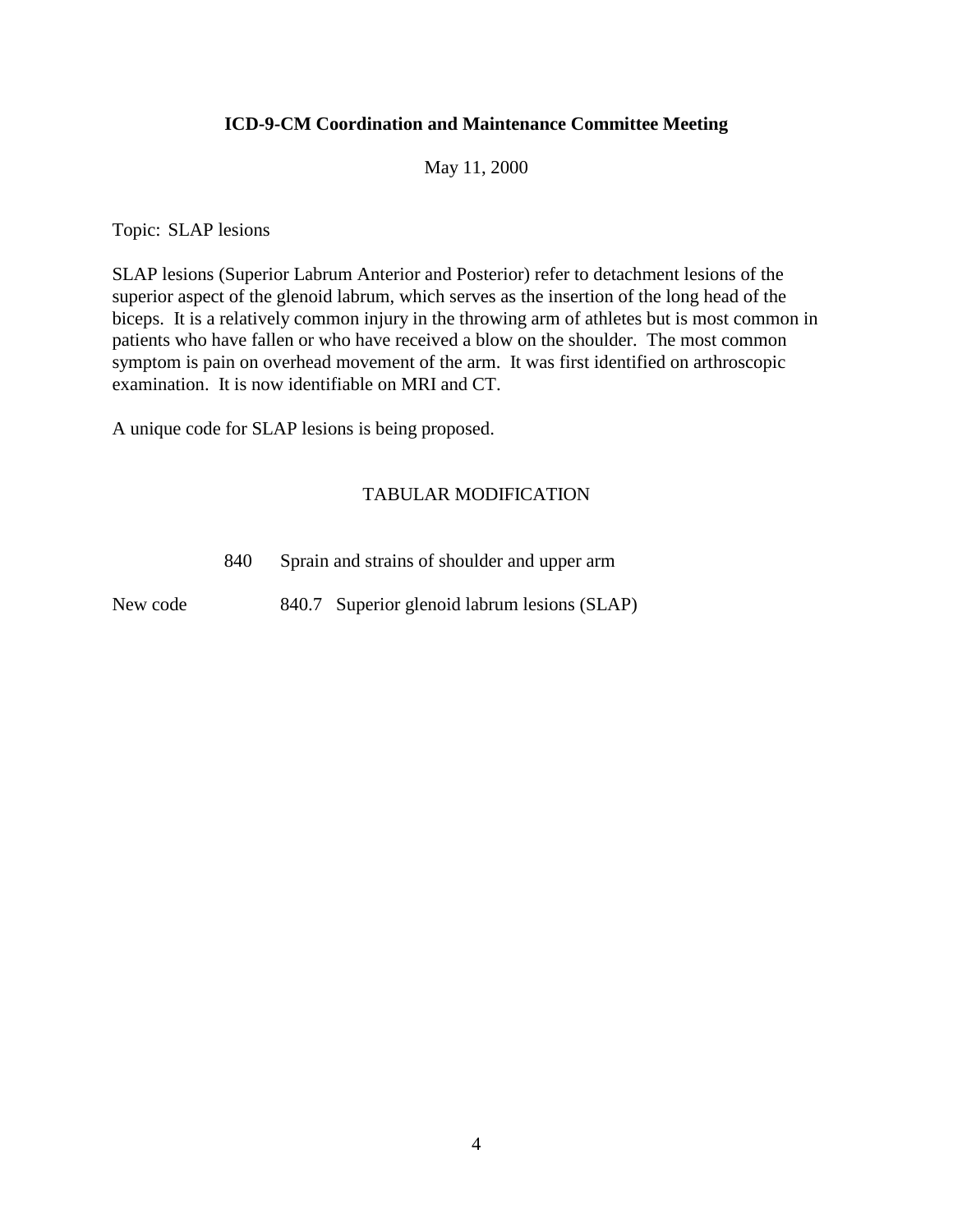**ICD-9-CM Coordination and Maintenance Committee Meeting**

May 11, 2000

Topic: SLAP lesions

SLAP lesions (Superior Labrum Anterior and Posterior) refer to detachment lesions of the superior aspect of the glenoid labrum, which serves as the insertion of the long head of the biceps. It is a relatively common injury in the throwing arm of athletes but is most common in patients who have fallen or who have received a blow on the shoulder. The most common symptom is pain on overhead movement of the arm. It was first identified on arthroscopic examination. It is now identifiable on MRI and CT.

A unique code for SLAP lesions is being proposed.

TABULAR MODIFICATION

840 Sprain and strains of shoulder and upper arm

New code 840.7 Superior glenoid labrum lesions (SLAP)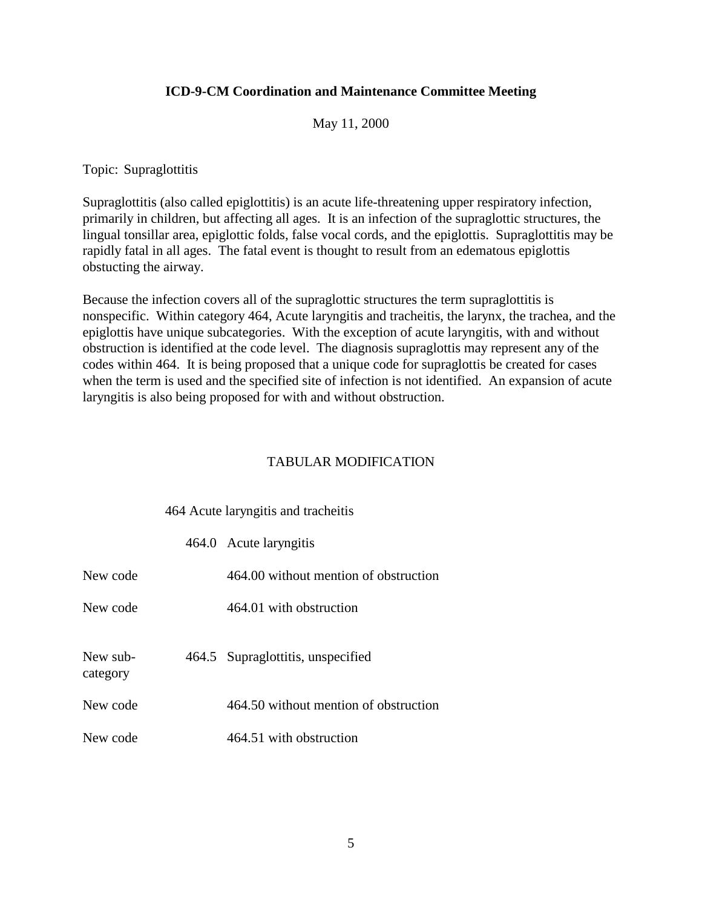**ICD-9-CM Coordination and Maintenance Committee Meeting**

May 11, 2000

Topic: Supraglottitis

Supraglottitis (also called epiglottitis) is an acute life-threatening upper respiratory infection, primarily in children, but affecting all ages. It is an infection of the supraglottic structures, the lingual tonsillar area, epiglottic folds, false vocal cords, and the epiglottis. Supraglottitis may be rapidly fatal in all ages. The fatal event is thought to result from an edematous epiglottis obstucting the airway.

Because the infection covers all of the supraglottic structures the term supraglottitis is nonspecific. Within category 464, Acute laryngitis and tracheitis, the larynx, the trachea, and the epiglottis have unique subcategories. With the exception of acute laryngitis, with and without obstruction is identified at the code level. The diagnosis supraglottis may represent any of the codes within 464. It is being proposed that a unique code for supraglottis be created for cases when the term is used and the specified site of infection is not identified. An expansion of acute laryngitis is also being proposed for with and without obstruction.

TABULAR MODIFICATION

| | | |
|---|---|---|
| | 464 Acute laryngitis and tracheitis | |
| | 464.0 | Acute laryngitis |
| New code | | 464.00 without mention of obstruction |
| New code | | 464.01 with obstruction |
| New sub-category | 464.5 | Supraglottitis, unspecified |
| New code | | 464.50 without mention of obstruction |
| New code | | 464.51 with obstruction |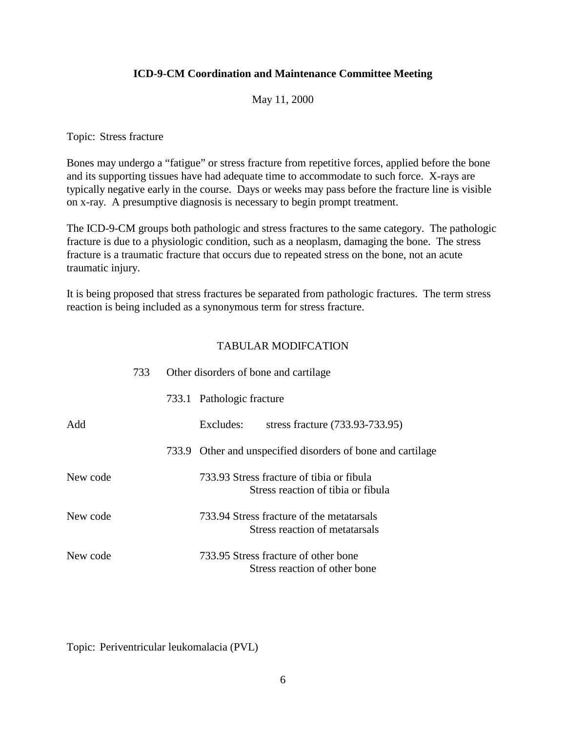**ICD-9-CM Coordination and Maintenance Committee Meeting**

May 11, 2000

Topic: Stress fracture

Bones may undergo a "fatigue" or stress fracture from repetitive forces, applied before the bone and its supporting tissues have had adequate time to accommodate to such force. X-rays are typically negative early in the course. Days or weeks may pass before the fracture line is visible on x-ray. A presumptive diagnosis is necessary to begin prompt treatment.

The ICD-9-CM groups both pathologic and stress fractures to the same category. The pathologic fracture is due to a physiologic condition, such as a neoplasm, damaging the bone. The stress fracture is a traumatic fracture that occurs due to repeated stress on the bone, not an acute traumatic injury.

It is being proposed that stress fractures be separated from pathologic fractures. The term stress reaction is being included as a synonymous term for stress fracture.

TABULAR MODIFCATION

| | | |
|---|---|---|
| | 733 | Other disorders of bone and cartilage |
| | 733.1 | Pathologic fracture |
| Add | | Excludes: stress fracture (733.93-733.95) |
| | 733.9 | Other and unspecified disorders of bone and cartilage |
| New code | 733.93 | Stress fracture of tibia or fibula<br>Stress reaction of tibia or fibula |
| New code | 733.94 | Stress fracture of the metatarsals<br>Stress reaction of metatarsals |
| New code | 733.95 | Stress fracture of other bone<br>Stress reaction of other bone |

Topic: Periventricular leukomalacia (PVL)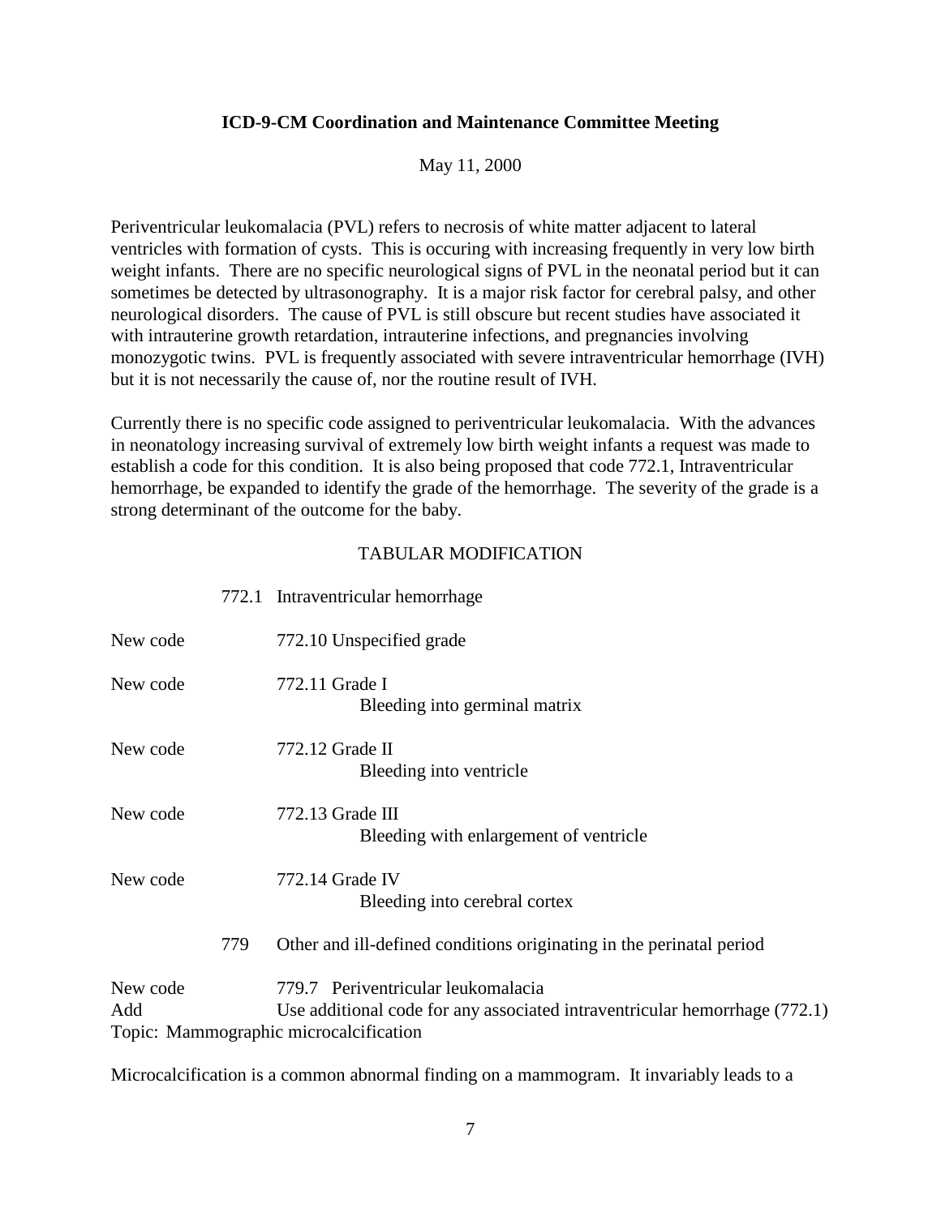**ICD-9-CM Coordination and Maintenance Committee Meeting**

May 11, 2000

Periventricular leukomalacia (PVL) refers to necrosis of white matter adjacent to lateral ventricles with formation of cysts. This is occuring with increasing frequently in very low birth weight infants. There are no specific neurological signs of PVL in the neonatal period but it can sometimes be detected by ultrasonography. It is a major risk factor for cerebral palsy, and other neurological disorders. The cause of PVL is still obscure but recent studies have associated it with intrauterine growth retardation, intrauterine infections, and pregnancies involving monozygotic twins. PVL is frequently associated with severe intraventricular hemorrhage (IVH) but it is not necessarily the cause of, nor the routine result of IVH.

Currently there is no specific code assigned to periventricular leukomalacia. With the advances in neonatology increasing survival of extremely low birth weight infants a request was made to establish a code for this condition. It is also being proposed that code 772.1, Intraventricular hemorrhage, be expanded to identify the grade of the hemorrhage. The severity of the grade is a strong determinant of the outcome for the baby.

TABULAR MODIFICATION

772.1 Intraventricular hemorrhage

New code 772.10 Unspecified grade

New code 772.11 Grade I
Bleeding into germinal matrix

New code 772.12 Grade II
Bleeding into ventricle

New code 772.13 Grade III
Bleeding with enlargement of ventricle

New code 772.14 Grade IV
Bleeding into cerebral cortex

779 Other and ill-defined conditions originating in the perinatal period

New code 779.7 Periventricular leukomalacia
Add Use additional code for any associated intraventricular hemorrhage (772.1)

Topic: Mammographic microcalcification

Microcalcification is a common abnormal finding on a mammogram. It invariably leads to a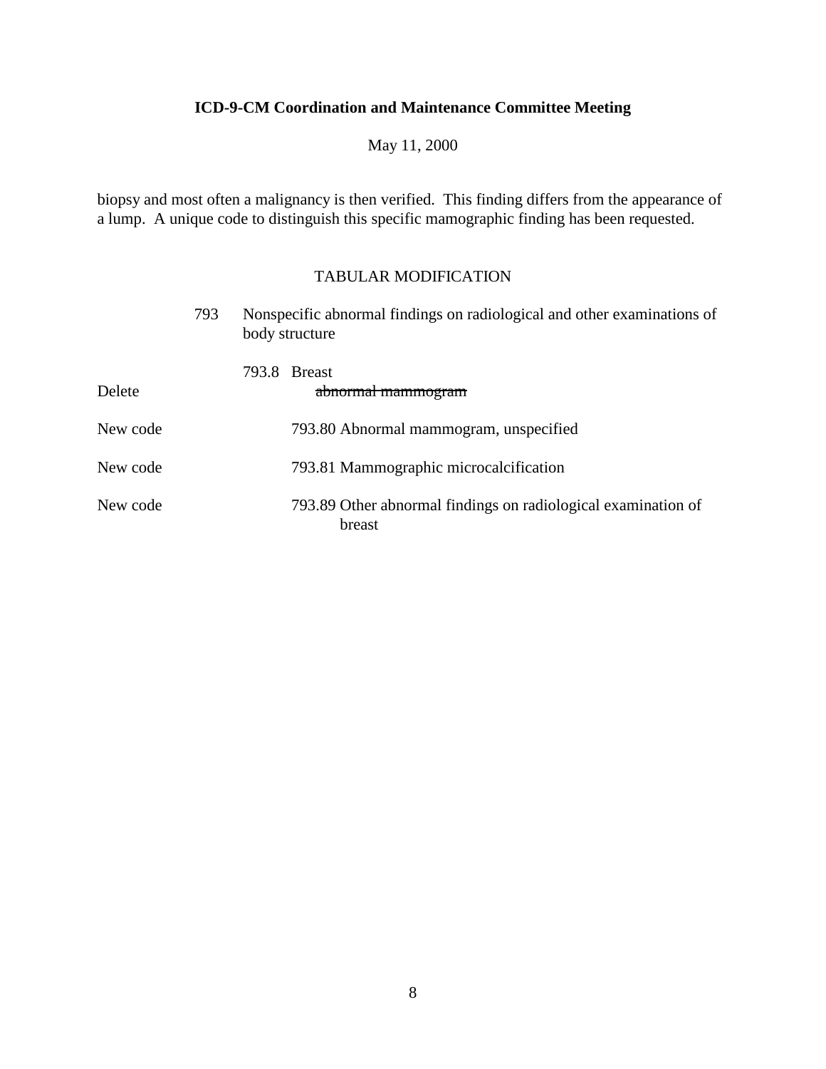biopsy and most often a malignancy is then verified. This finding differs from the appearance of a lump. A unique code to distinguish this specific mamographic finding has been requested.

TABULAR MODIFICATION

793 Nonspecific abnormal findings on radiological and other examinations of body structure

793.8 Breast

Delete ~~abnormal mammogram~~

New code 793.80 Abnormal mammogram, unspecified

New code 793.81 Mammographic microcalcification

New code 793.89 Other abnormal findings on radiological examination of breast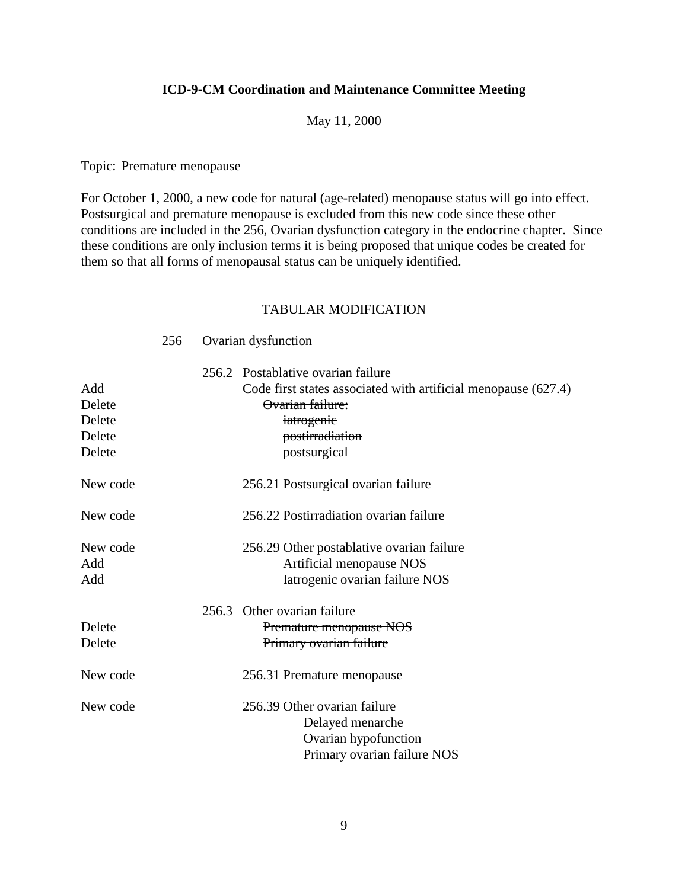**ICD-9-CM Coordination and Maintenance Committee Meeting**

May 11, 2000

Topic: Premature menopause

For October 1, 2000, a new code for natural (age-related) menopause status will go into effect. Postsurgical and premature menopause is excluded from this new code since these other conditions are included in the 256, Ovarian dysfunction category in the endocrine chapter. Since these conditions are only inclusion terms it is being proposed that unique codes be created for them so that all forms of menopausal status can be uniquely identified.

TABULAR MODIFICATION

| | | |
|---|---|---|
| | 256 | Ovarian dysfunction |
| | 256.2 | Postablative ovarian failure |
| Add | | Code first states associated with artificial menopause (627.4) |
| Delete | | ~~Ovarian failure:~~ |
| Delete | | ~~iatrogenic~~ |
| Delete | | ~~postirradiation~~ |
| Delete | | ~~postsurgical~~ |
| New code | | 256.21 Postsurgical ovarian failure |
| New code | | 256.22 Postirradiation ovarian failure |
| New code | | 256.29 Other postablative ovarian failure |
| Add | | Artificial menopause NOS |
| Add | | Iatrogenic ovarian failure NOS |
| | 256.3 | Other ovarian failure |
| Delete | | ~~Premature menopause NOS~~ |
| Delete | | ~~Primary ovarian failure~~ |
| New code | | 256.31 Premature menopause |
| New code | | 256.39 Other ovarian failure |
| | | Delayed menarche |
| | | Ovarian hypofunction |
| | | Primary ovarian failure NOS |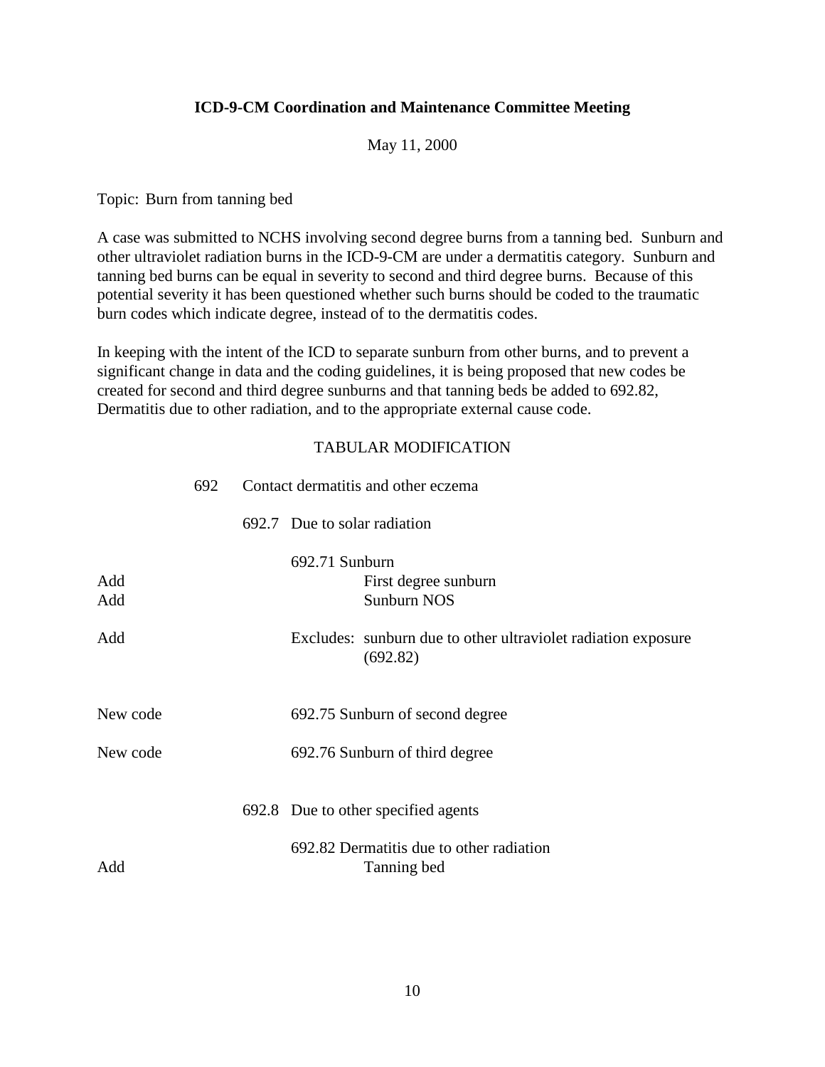**ICD-9-CM Coordination and Maintenance Committee Meeting**

May 11, 2000

Topic: Burn from tanning bed

A case was submitted to NCHS involving second degree burns from a tanning bed. Sunburn and other ultraviolet radiation burns in the ICD-9-CM are under a dermatitis category. Sunburn and tanning bed burns can be equal in severity to second and third degree burns. Because of this potential severity it has been questioned whether such burns should be coded to the traumatic burn codes which indicate degree, instead of to the dermatitis codes.

In keeping with the intent of the ICD to separate sunburn from other burns, and to prevent a significant change in data and the coding guidelines, it is being proposed that new codes be created for second and third degree sunburns and that tanning beds be added to 692.82, Dermatitis due to other radiation, and to the appropriate external cause code.

TABULAR MODIFICATION

| | | |
|---|---|---|
| | 692 | Contact dermatitis and other eczema |
| | 692.7 | Due to solar radiation |
| | 692.71 | Sunburn |
| Add | | First degree sunburn |
| Add | | Sunburn NOS |
| Add | | Excludes: sunburn due to other ultraviolet radiation exposure (692.82) |
| New code | 692.75 | Sunburn of second degree |
| New code | 692.76 | Sunburn of third degree |
| | 692.8 | Due to other specified agents |
| | 692.82 | Dermatitis due to other radiation |
| Add | | Tanning bed |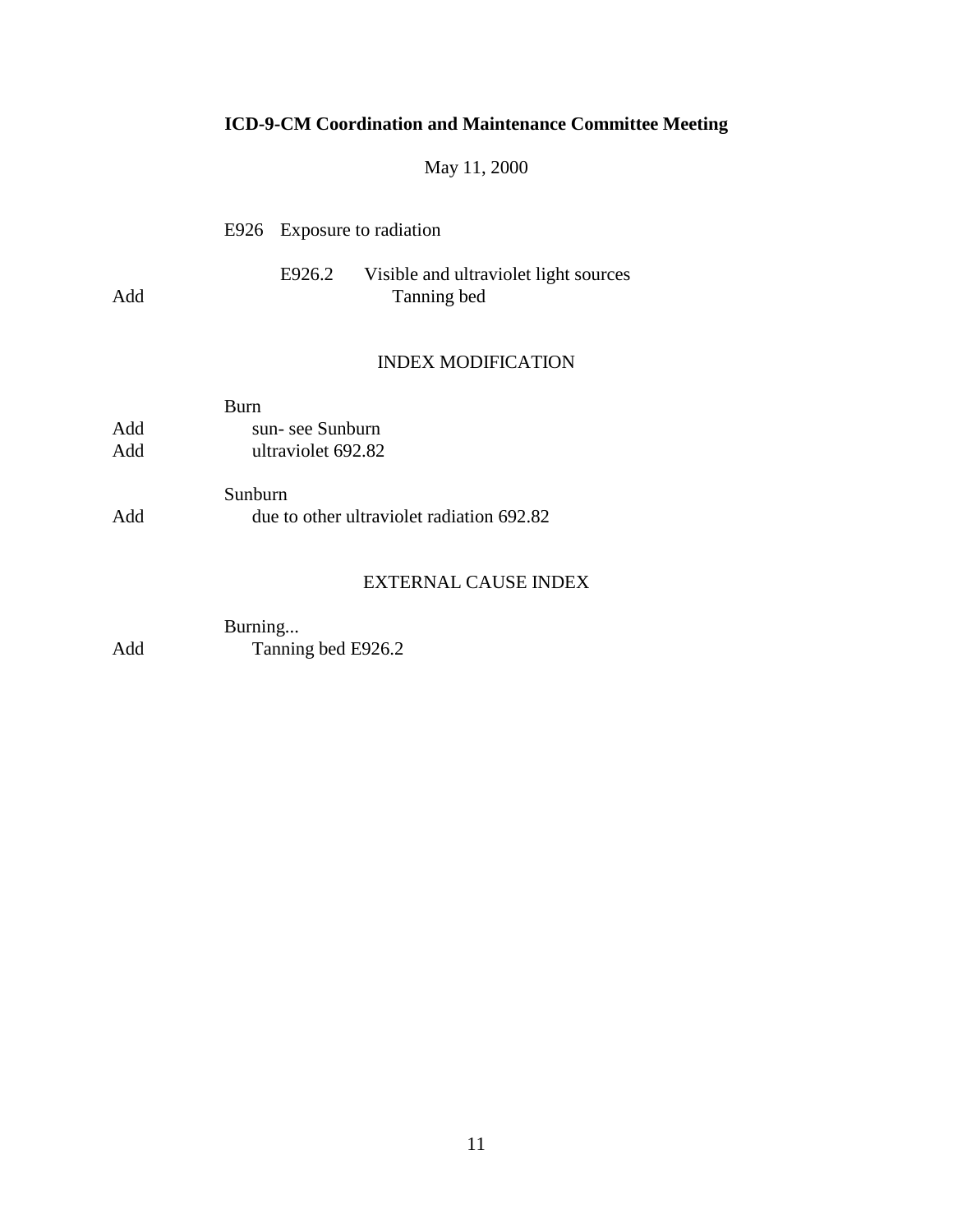**ICD-9-CM Coordination and Maintenance Committee Meeting**

May 11, 2000

E926 Exposure to radiation

E926.2 Visible and ultraviolet light sources

Add Tanning bed

INDEX MODIFICATION

Burn

Add sun- see Sunburn

Add ultraviolet 692.82

Sunburn

Add due to other ultraviolet radiation 692.82

EXTERNAL CAUSE INDEX

Burning...

Add Tanning bed E926.2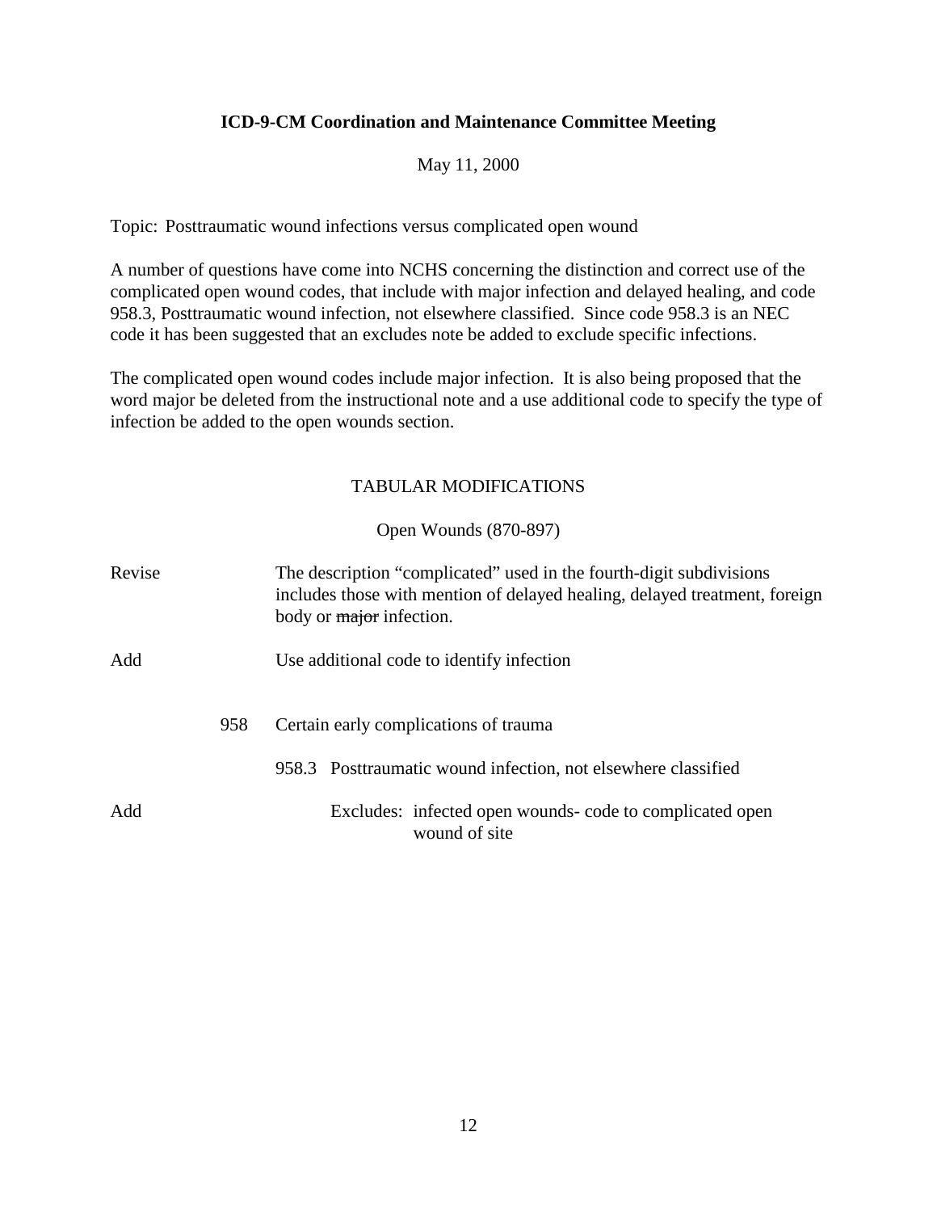**ICD-9-CM Coordination and Maintenance Committee Meeting**

May 11, 2000

Topic: Posttraumatic wound infections versus complicated open wound

A number of questions have come into NCHS concerning the distinction and correct use of the complicated open wound codes, that include with major infection and delayed healing, and code 958.3, Posttraumatic wound infection, not elsewhere classified. Since code 958.3 is an NEC code it has been suggested that an excludes note be added to exclude specific infections.

The complicated open wound codes include major infection. It is also being proposed that the word major be deleted from the instructional note and a use additional code to specify the type of infection be added to the open wounds section.

TABULAR MODIFICATIONS

Open Wounds (870-897)

Revise The description "complicated" used in the fourth-digit subdivisions includes those with mention of delayed healing, delayed treatment, foreign body or ~~major~~ infection.

Add Use additional code to identify infection

958 Certain early complications of trauma

958.3 Posttraumatic wound infection, not elsewhere classified

Add Excludes: infected open wounds- code to complicated open wound of site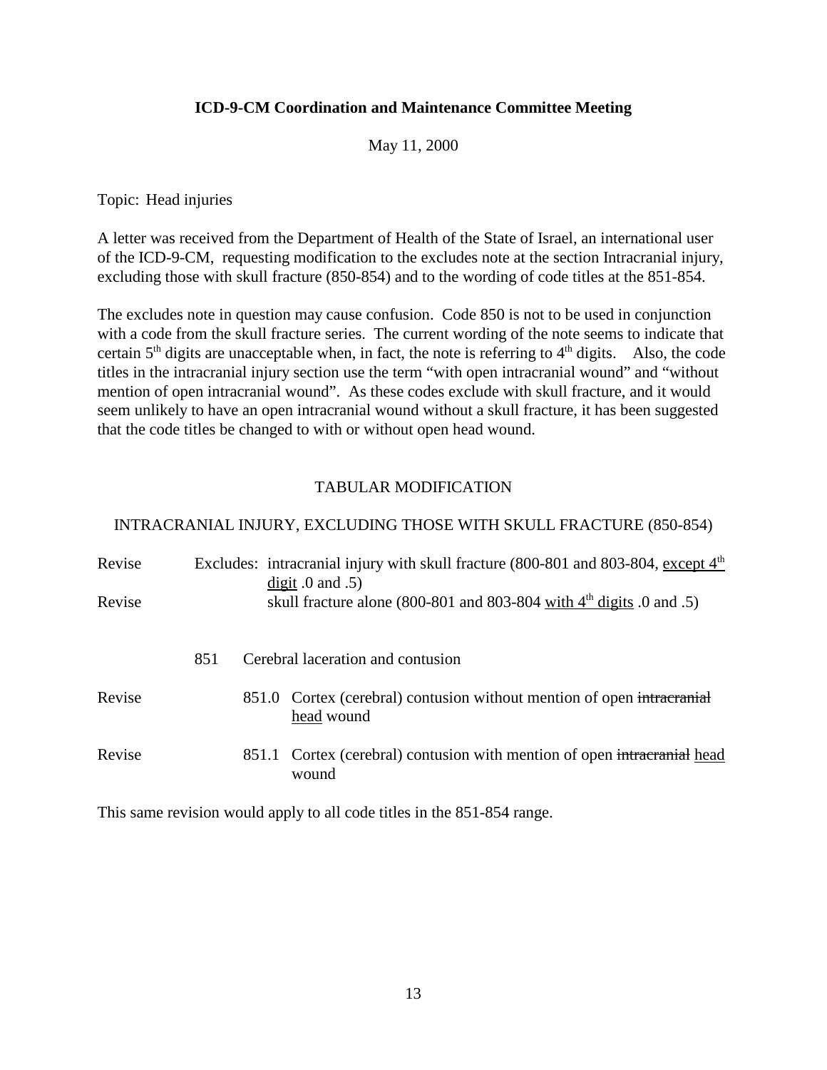**ICD-9-CM Coordination and Maintenance Committee Meeting**

May 11, 2000

Topic: Head injuries

A letter was received from the Department of Health of the State of Israel, an international user of the ICD-9-CM, requesting modification to the excludes note at the section Intracranial injury, excluding those with skull fracture (850-854) and to the wording of code titles at the 851-854.

The excludes note in question may cause confusion. Code 850 is not to be used in conjunction with a code from the skull fracture series. The current wording of the note seems to indicate that certain 5th digits are unacceptable when, in fact, the note is referring to 4th digits. Also, the code titles in the intracranial injury section use the term "with open intracranial wound" and "without mention of open intracranial wound". As these codes exclude with skull fracture, and it would seem unlikely to have an open intracranial wound without a skull fracture, it has been suggested that the code titles be changed to with or without open head wound.

TABULAR MODIFICATION

INTRACRANIAL INJURY, EXCLUDING THOSE WITH SKULL FRACTURE (850-854)

Revise Excludes: intracranial injury with skull fracture (800-801 and 803-804, <u>except 4th digit</u> .0 and .5)

Revise skull fracture alone (800-801 and 803-804 <u>with 4th digits</u> .0 and .5)

851 Cerebral laceration and contusion

Revise 851.0 Cortex (cerebral) contusion without mention of open ~~intracranial~~ <u>head</u> wound

Revise 851.1 Cortex (cerebral) contusion with mention of open ~~intracranial~~ <u>head</u> wound

This same revision would apply to all code titles in the 851-854 range.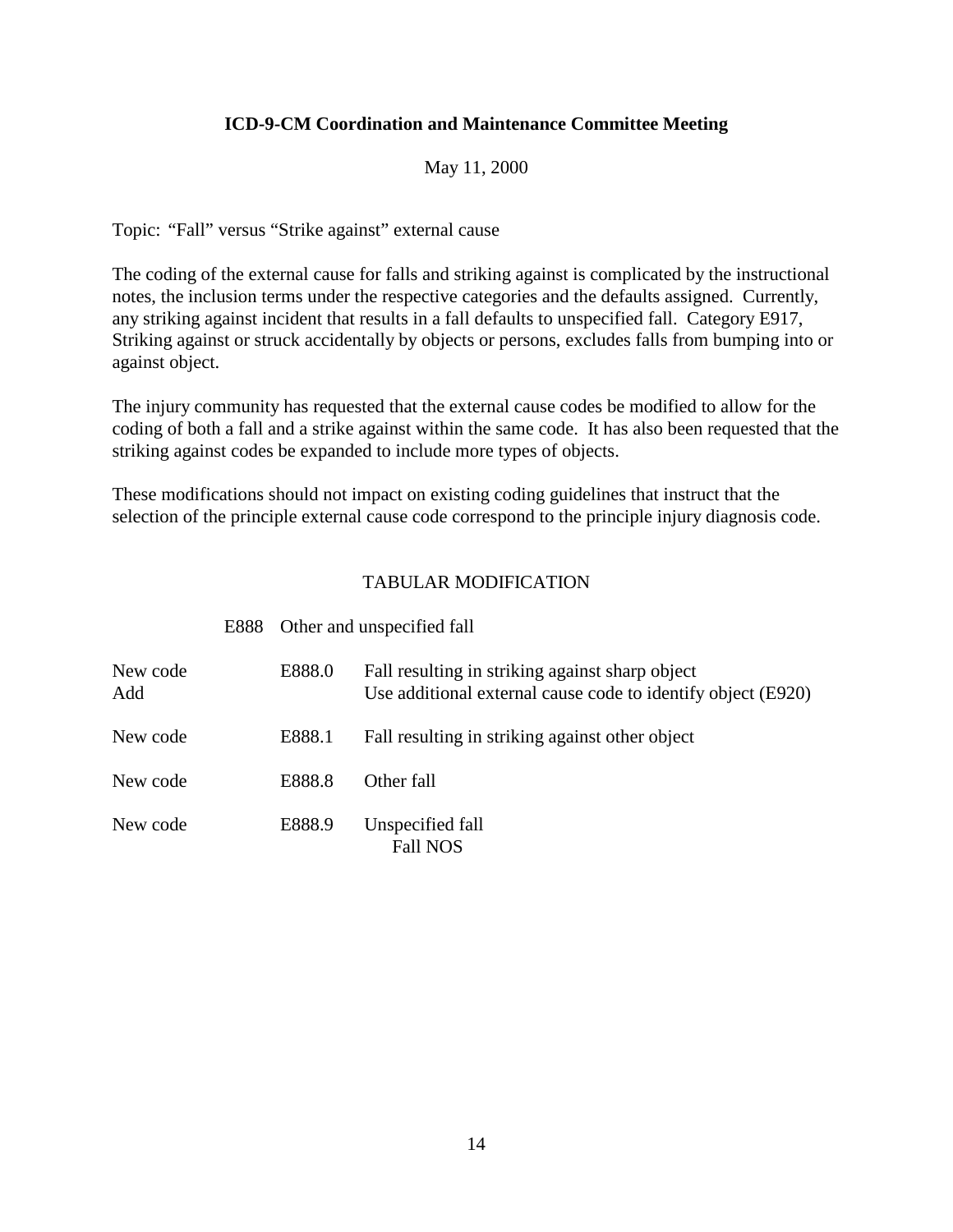# ICD-9-CM Coordination and Maintenance Committee Meeting

May 11, 2000

Topic: "Fall" versus "Strike against" external cause

The coding of the external cause for falls and striking against is complicated by the instructional notes, the inclusion terms under the respective categories and the defaults assigned. Currently, any striking against incident that results in a fall defaults to unspecified fall. Category E917, Striking against or struck accidentally by objects or persons, excludes falls from bumping into or against object.

The injury community has requested that the external cause codes be modified to allow for the coding of both a fall and a strike against within the same code. It has also been requested that the striking against codes be expanded to include more types of objects.

These modifications should not impact on existing coding guidelines that instruct that the selection of the principle external cause code correspond to the principle injury diagnosis code.

## TABULAR MODIFICATION

| | | |
|---|---|---|
| | E888 | Other and unspecified fall |
| New code<br>Add | E888.0 | Fall resulting in striking against sharp object<br>Use additional external cause code to identify object (E920) |
| New code | E888.1 | Fall resulting in striking against other object |
| New code | E888.8 | Other fall |
| New code | E888.9 | Unspecified fall<br>Fall NOS |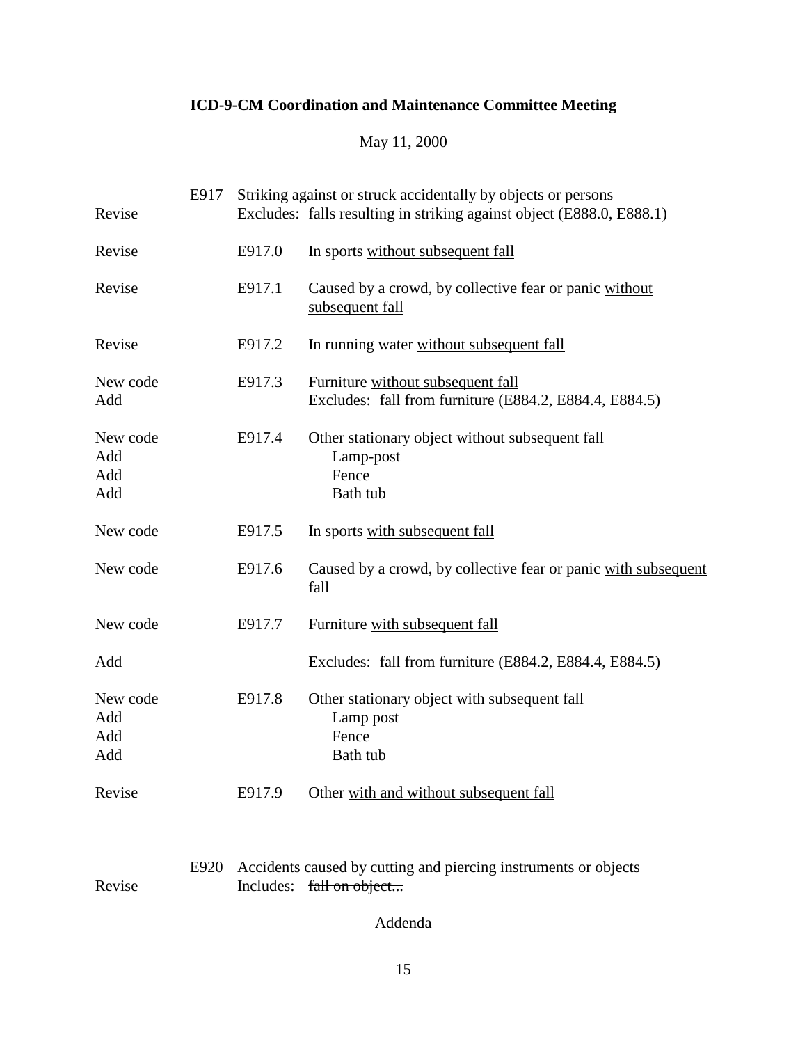**ICD-9-CM Coordination and Maintenance Committee Meeting**

May 11, 2000

| | | |
|---|---|---|
| | E917 | Striking against or struck accidentally by objects or persons |
| Revise | | Excludes: falls resulting in striking against object (E888.0, E888.1) |
| Revise | E917.0 | In sports <u>without subsequent fall</u> |
| Revise | E917.1 | Caused by a crowd, by collective fear or panic <u>without subsequent fall</u> |
| Revise | E917.2 | In running water <u>without subsequent fall</u> |
| New code | E917.3 | Furniture <u>without subsequent fall</u> |
| Add | | Excludes: fall from furniture (E884.2, E884.4, E884.5) |
| New code | E917.4 | Other stationary object <u>without subsequent fall</u> |
| Add | | Lamp-post |
| Add | | Fence |
| Add | | Bath tub |
| New code | E917.5 | In sports <u>with subsequent fall</u> |
| New code | E917.6 | Caused by a crowd, by collective fear or panic <u>with subsequent fall</u> |
| New code | E917.7 | Furniture <u>with subsequent fall</u> |
| Add | | Excludes: fall from furniture (E884.2, E884.4, E884.5) |
| New code | E917.8 | Other stationary object <u>with subsequent fall</u> |
| Add | | Lamp post |
| Add | | Fence |
| Add | | Bath tub |
| Revise | E917.9 | Other <u>with and without subsequent fall</u> |

| | | |
|---|---|---|
| | E920 | Accidents caused by cutting and piercing instruments or objects |
| Revise | | Includes: ~~fall on object...~~ |

Addenda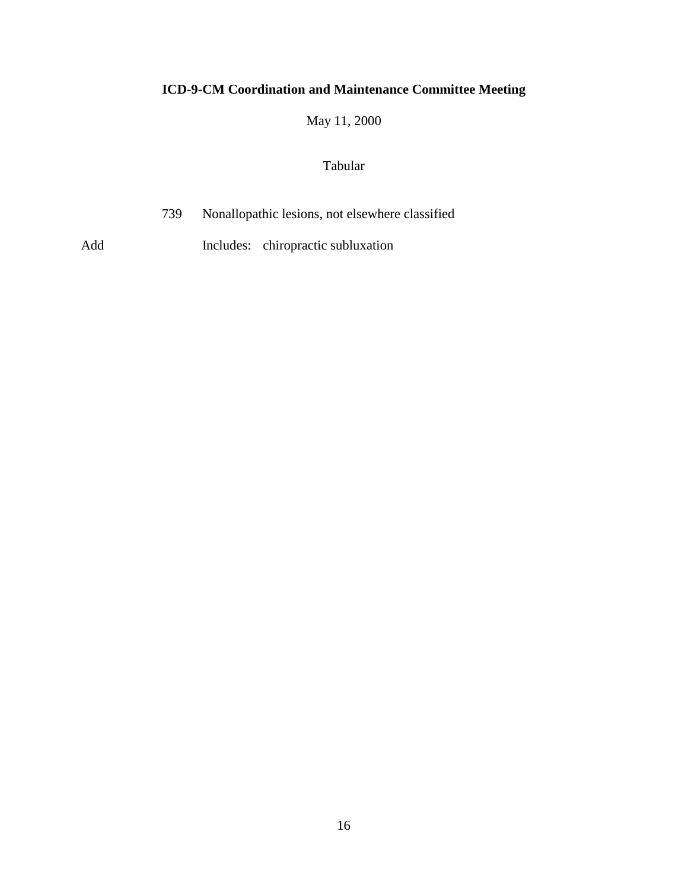**ICD-9-CM Coordination and Maintenance Committee Meeting**

May 11, 2000

Tabular

739 Nonallopathic lesions, not elsewhere classified

Add Includes: chiropractic subluxation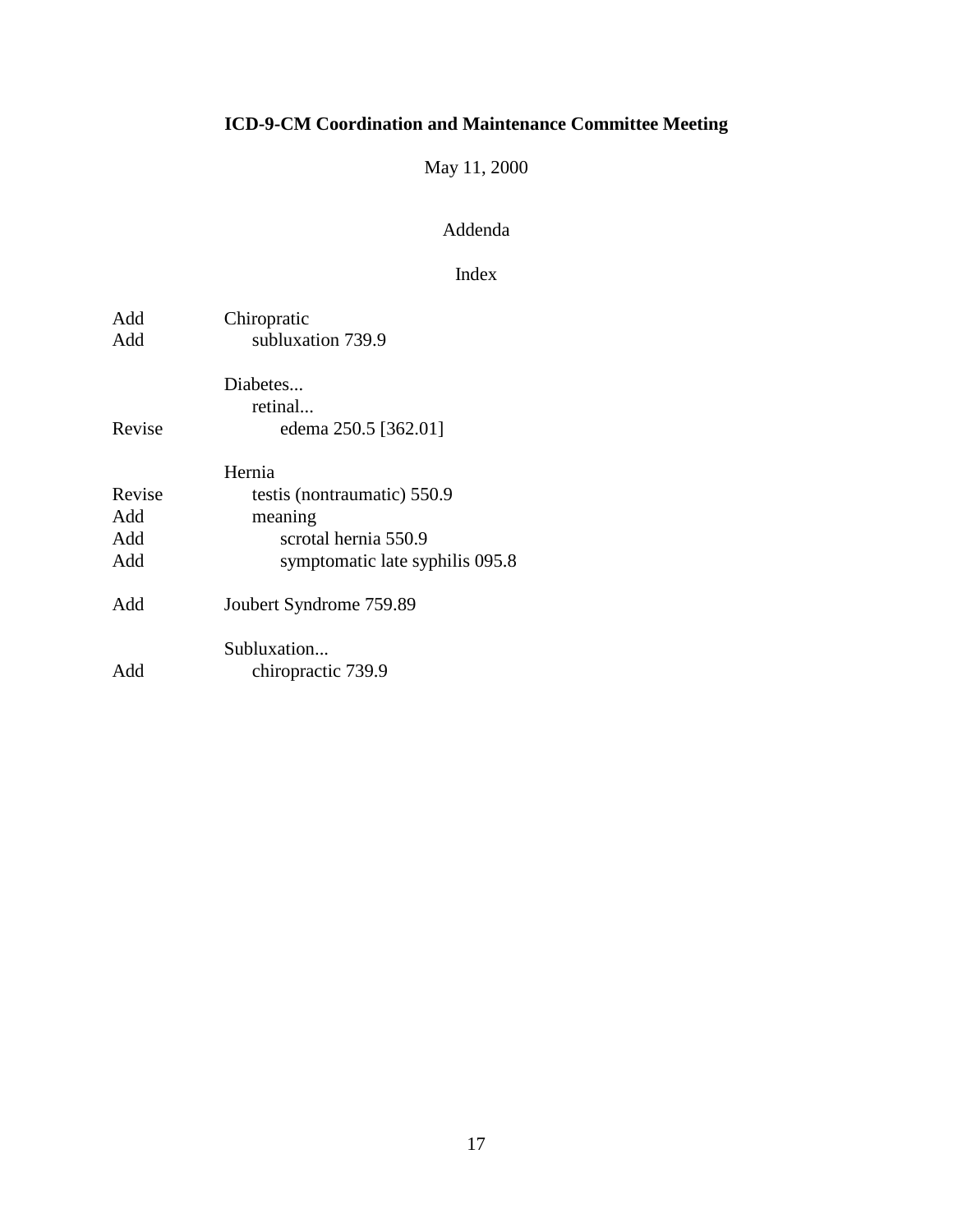**ICD-9-CM Coordination and Maintenance Committee Meeting**

May 11, 2000

Addenda

Index

| | |
|---|---|
| Add | Chiropratic |
| Add | subluxation 739.9 |
| | |
| | Diabetes... |
| | retinal... |
| Revise | edema 250.5 [362.01] |
| | |
| | Hernia |
| Revise | testis (nontraumatic) 550.9 |
| Add | meaning |
| Add | scrotal hernia 550.9 |
| Add | symptomatic late syphilis 095.8 |
| | |
| Add | Joubert Syndrome 759.89 |
| | |
| | Subluxation... |
| Add | chiropractic 739.9 |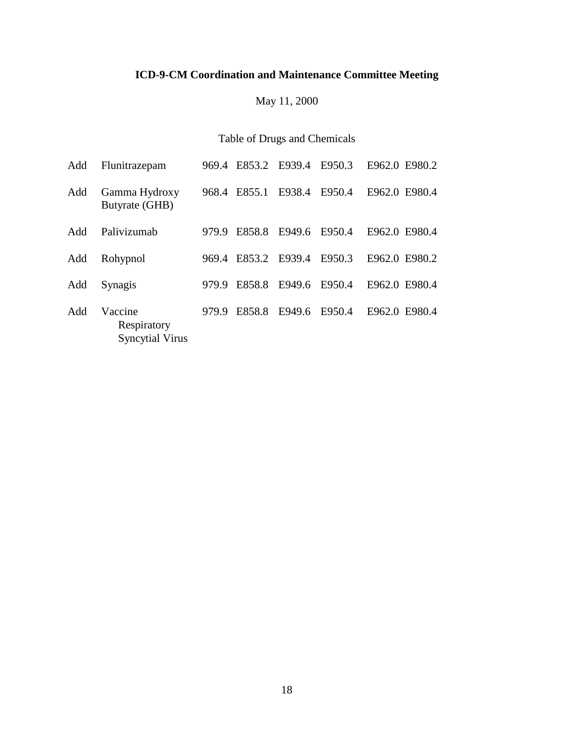**ICD-9-CM Coordination and Maintenance Committee Meeting**

May 11, 2000

Table of Drugs and Chemicals

| | | | | | | | |
|---|---|---|---|---|---|---|---|
| Add | Flunitrazepam | 969.4 | E853.2 | E939.4 | E950.3 | E962.0 | E980.2 |
| Add | Gamma Hydroxy Butyrate (GHB) | 968.4 | E855.1 | E938.4 | E950.4 | E962.0 | E980.4 |
| Add | Palivizumab | 979.9 | E858.8 | E949.6 | E950.4 | E962.0 | E980.4 |
| Add | Rohypnol | 969.4 | E853.2 | E939.4 | E950.3 | E962.0 | E980.2 |
| Add | Synagis | 979.9 | E858.8 | E949.6 | E950.4 | E962.0 | E980.4 |
| Add | Vaccine Respiratory Syncytial Virus | 979.9 | E858.8 | E949.6 | E950.4 | E962.0 | E980.4 |